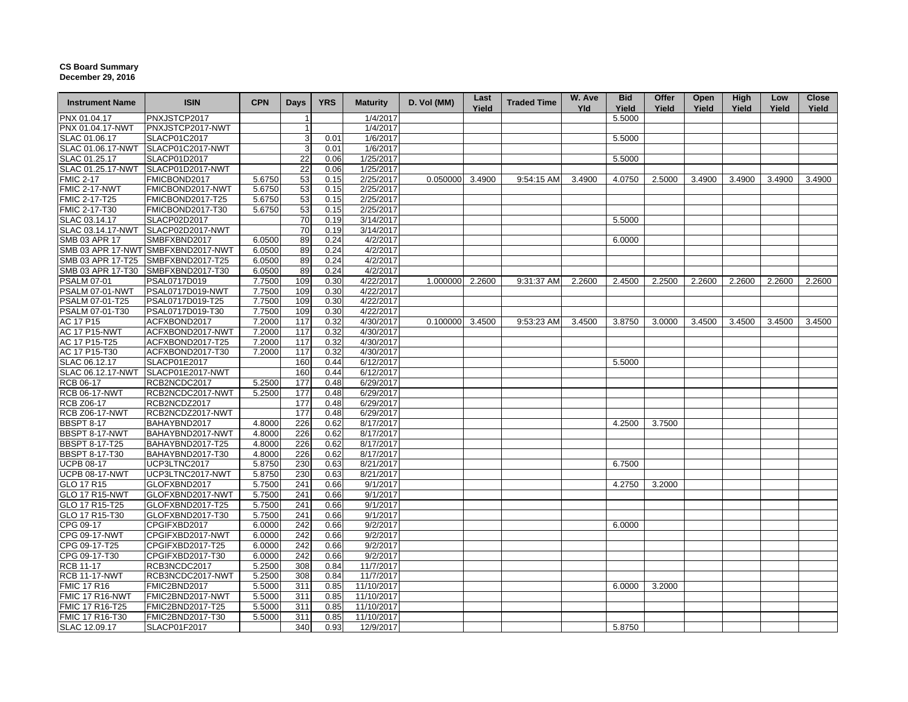**CS Board Summary**
**December 29, 2016**

| Instrument Name | ISIN | CPN | Days | YRS | Maturity | D. Vol (MM) | Last Yield | Traded Time | W. Ave Yld | Bid Yield | Offer Yield | Open Yield | High Yield | Low Yield | Close Yield |
|---|---|---|---|---|---|---|---|---|---|---|---|---|---|---|---|
| PNX 01.04.17 | PNXJSTCP2017 | | 1 | | 1/4/2017 | | | | | 5.5000 | | | | | |
| PNX 01.04.17-NWT | PNXJSTCP2017-NWT | | 1 | | 1/4/2017 | | | | | | | | | | |
| SLAC 01.06.17 | SLACP01C2017 | | 3 | 0.01 | 1/6/2017 | | | | | 5.5000 | | | | | |
| SLAC 01.06.17-NWT | SLACP01C2017-NWT | | 3 | 0.01 | 1/6/2017 | | | | | | | | | | |
| SLAC 01.25.17 | SLACP01D2017 | | 22 | 0.06 | 1/25/2017 | | | | | 5.5000 | | | | | |
| SLAC 01.25.17-NWT | SLACP01D2017-NWT | | 22 | 0.06 | 1/25/2017 | | | | | | | | | | |
| FMIC 2-17 | FMICBOND2017 | 5.6750 | 53 | 0.15 | 2/25/2017 | 0.050000 | 3.4900 | 9:54:15 AM | 3.4900 | 4.0750 | 2.5000 | 3.4900 | 3.4900 | 3.4900 | 3.4900 |
| FMIC 2-17-NWT | FMICBOND2017-NWT | 5.6750 | 53 | 0.15 | 2/25/2017 | | | | | | | | | | |
| FMIC 2-17-T25 | FMICBOND2017-T25 | 5.6750 | 53 | 0.15 | 2/25/2017 | | | | | | | | | | |
| FMIC 2-17-T30 | FMICBOND2017-T30 | 5.6750 | 53 | 0.15 | 2/25/2017 | | | | | | | | | | |
| SLAC 03.14.17 | SLACP02D2017 | | 70 | 0.19 | 3/14/2017 | | | | | 5.5000 | | | | | |
| SLAC 03.14.17-NWT | SLACP02D2017-NWT | | 70 | 0.19 | 3/14/2017 | | | | | | | | | | |
| SMB 03 APR 17 | SMBFXBND2017 | 6.0500 | 89 | 0.24 | 4/2/2017 | | | | | 6.0000 | | | | | |
| SMB 03 APR 17-NWT | SMBFXBND2017-NWT | 6.0500 | 89 | 0.24 | 4/2/2017 | | | | | | | | | | |
| SMB 03 APR 17-T25 | SMBFXBND2017-T25 | 6.0500 | 89 | 0.24 | 4/2/2017 | | | | | | | | | | |
| SMB 03 APR 17-T30 | SMBFXBND2017-T30 | 6.0500 | 89 | 0.24 | 4/2/2017 | | | | | | | | | | |
| PSALM 07-01 | PSAL0717D019 | 7.7500 | 109 | 0.30 | 4/22/2017 | 1.000000 | 2.2600 | 9:31:37 AM | 2.2600 | 2.4500 | 2.2500 | 2.2600 | 2.2600 | 2.2600 | 2.2600 |
| PSALM 07-01-NWT | PSAL0717D019-NWT | 7.7500 | 109 | 0.30 | 4/22/2017 | | | | | | | | | | |
| PSALM 07-01-T25 | PSAL0717D019-T25 | 7.7500 | 109 | 0.30 | 4/22/2017 | | | | | | | | | | |
| PSALM 07-01-T30 | PSAL0717D019-T30 | 7.7500 | 109 | 0.30 | 4/22/2017 | | | | | | | | | | |
| AC 17 P15 | ACFXBOND2017 | 7.2000 | 117 | 0.32 | 4/30/2017 | 0.100000 | 3.4500 | 9:53:23 AM | 3.4500 | 3.8750 | 3.0000 | 3.4500 | 3.4500 | 3.4500 | 3.4500 |
| AC 17 P15-NWT | ACFXBOND2017-NWT | 7.2000 | 117 | 0.32 | 4/30/2017 | | | | | | | | | | |
| AC 17 P15-T25 | ACFXBOND2017-T25 | 7.2000 | 117 | 0.32 | 4/30/2017 | | | | | | | | | | |
| AC 17 P15-T30 | ACFXBOND2017-T30 | 7.2000 | 117 | 0.32 | 4/30/2017 | | | | | | | | | | |
| SLAC 06.12.17 | SLACP01E2017 | | 160 | 0.44 | 6/12/2017 | | | | | 5.5000 | | | | | |
| SLAC 06.12.17-NWT | SLACP01E2017-NWT | | 160 | 0.44 | 6/12/2017 | | | | | | | | | | |
| RCB 06-17 | RCB2NCDC2017 | 5.2500 | 177 | 0.48 | 6/29/2017 | | | | | | | | | | |
| RCB 06-17-NWT | RCB2NCDC2017-NWT | 5.2500 | 177 | 0.48 | 6/29/2017 | | | | | | | | | | |
| RCB Z06-17 | RCB2NCDZ2017 | | 177 | 0.48 | 6/29/2017 | | | | | | | | | | |
| RCB Z06-17-NWT | RCB2NCDZ2017-NWT | | 177 | 0.48 | 6/29/2017 | | | | | | | | | | |
| BBSPT 8-17 | BAHAYBND2017 | 4.8000 | 226 | 0.62 | 8/17/2017 | | | | | 4.2500 | 3.7500 | | | | |
| BBSPT 8-17-NWT | BAHAYBND2017-NWT | 4.8000 | 226 | 0.62 | 8/17/2017 | | | | | | | | | | |
| BBSPT 8-17-T25 | BAHAYBND2017-T25 | 4.8000 | 226 | 0.62 | 8/17/2017 | | | | | | | | | | |
| BBSPT 8-17-T30 | BAHAYBND2017-T30 | 4.8000 | 226 | 0.62 | 8/17/2017 | | | | | | | | | | |
| UCPB 08-17 | UCP3LTNC2017 | 5.8750 | 230 | 0.63 | 8/21/2017 | | | | | 6.7500 | | | | | |
| UCPB 08-17-NWT | UCP3LTNC2017-NWT | 5.8750 | 230 | 0.63 | 8/21/2017 | | | | | | | | | | |
| GLO 17 R15 | GLOFXBND2017 | 5.7500 | 241 | 0.66 | 9/1/2017 | | | | | 4.2750 | 3.2000 | | | | |
| GLO 17 R15-NWT | GLOFXBND2017-NWT | 5.7500 | 241 | 0.66 | 9/1/2017 | | | | | | | | | | |
| GLO 17 R15-T25 | GLOFXBND2017-T25 | 5.7500 | 241 | 0.66 | 9/1/2017 | | | | | | | | | | |
| GLO 17 R15-T30 | GLOFXBND2017-T30 | 5.7500 | 241 | 0.66 | 9/1/2017 | | | | | | | | | | |
| CPG 09-17 | CPGIFXBD2017 | 6.0000 | 242 | 0.66 | 9/2/2017 | | | | | 6.0000 | | | | | |
| CPG 09-17-NWT | CPGIFXBD2017-NWT | 6.0000 | 242 | 0.66 | 9/2/2017 | | | | | | | | | | |
| CPG 09-17-T25 | CPGIFXBD2017-T25 | 6.0000 | 242 | 0.66 | 9/2/2017 | | | | | | | | | | |
| CPG 09-17-T30 | CPGIFXBD2017-T30 | 6.0000 | 242 | 0.66 | 9/2/2017 | | | | | | | | | | |
| RCB 11-17 | RCB3NCDC2017 | 5.2500 | 308 | 0.84 | 11/7/2017 | | | | | | | | | | |
| RCB 11-17-NWT | RCB3NCDC2017-NWT | 5.2500 | 308 | 0.84 | 11/7/2017 | | | | | | | | | | |
| FMIC 17 R16 | FMIC2BND2017 | 5.5000 | 311 | 0.85 | 11/10/2017 | | | | | 6.0000 | 3.2000 | | | | |
| FMIC 17 R16-NWT | FMIC2BND2017-NWT | 5.5000 | 311 | 0.85 | 11/10/2017 | | | | | | | | | | |
| FMIC 17 R16-T25 | FMIC2BND2017-T25 | 5.5000 | 311 | 0.85 | 11/10/2017 | | | | | | | | | | |
| FMIC 17 R16-T30 | FMIC2BND2017-T30 | 5.5000 | 311 | 0.85 | 11/10/2017 | | | | | | | | | | |
| SLAC 12.09.17 | SLACP01F2017 | | 340 | 0.93 | 12/9/2017 | | | | | 5.8750 | | | | | |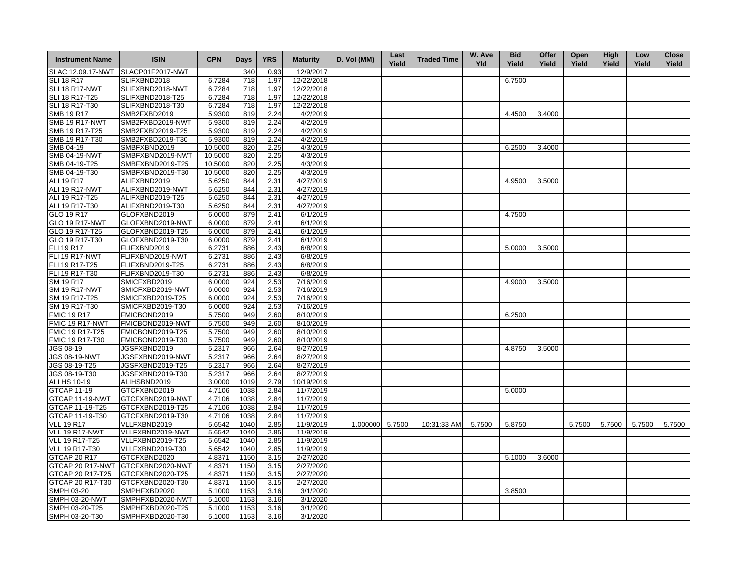| Instrument Name | ISIN | CPN | Days | YRS | Maturity | D. Vol (MM) | Last Yield | Traded Time | W. Ave Yld | Bid Yield | Offer Yield | Open Yield | High Yield | Low Yield | Close Yield |
|---|---|---|---|---|---|---|---|---|---|---|---|---|---|---|---|
| SLAC 12.09.17-NWT | SLACP01F2017-NWT | | 340 | 0.93 | 12/9/2017 | | | | | | | | | | |
| SLI 18 R17 | SLIFXBND2018 | 6.7284 | 718 | 1.97 | 12/22/2018 | | | | | 6.7500 | | | | | |
| SLI 18 R17-NWT | SLIFXBND2018-NWT | 6.7284 | 718 | 1.97 | 12/22/2018 | | | | | | | | | | |
| SLI 18 R17-T25 | SLIFXBND2018-T25 | 6.7284 | 718 | 1.97 | 12/22/2018 | | | | | | | | | | |
| SLI 18 R17-T30 | SLIFXBND2018-T30 | 6.7284 | 718 | 1.97 | 12/22/2018 | | | | | | | | | | |
| SMB 19 R17 | SMB2FXBD2019 | 5.9300 | 819 | 2.24 | 4/2/2019 | | | | | 4.4500 | 3.4000 | | | | |
| SMB 19 R17-NWT | SMB2FXBD2019-NWT | 5.9300 | 819 | 2.24 | 4/2/2019 | | | | | | | | | | |
| SMB 19 R17-T25 | SMB2FXBD2019-T25 | 5.9300 | 819 | 2.24 | 4/2/2019 | | | | | | | | | | |
| SMB 19 R17-T30 | SMB2FXBD2019-T30 | 5.9300 | 819 | 2.24 | 4/2/2019 | | | | | | | | | | |
| SMB 04-19 | SMBFXBND2019 | 10.5000 | 820 | 2.25 | 4/3/2019 | | | | | 6.2500 | 3.4000 | | | | |
| SMB 04-19-NWT | SMBFXBND2019-NWT | 10.5000 | 820 | 2.25 | 4/3/2019 | | | | | | | | | | |
| SMB 04-19-T25 | SMBFXBND2019-T25 | 10.5000 | 820 | 2.25 | 4/3/2019 | | | | | | | | | | |
| SMB 04-19-T30 | SMBFXBND2019-T30 | 10.5000 | 820 | 2.25 | 4/3/2019 | | | | | | | | | | |
| ALI 19 R17 | ALIFXBND2019 | 5.6250 | 844 | 2.31 | 4/27/2019 | | | | | 4.9500 | 3.5000 | | | | |
| ALI 19 R17-NWT | ALIFXBND2019-NWT | 5.6250 | 844 | 2.31 | 4/27/2019 | | | | | | | | | | |
| ALI 19 R17-T25 | ALIFXBND2019-T25 | 5.6250 | 844 | 2.31 | 4/27/2019 | | | | | | | | | | |
| ALI 19 R17-T30 | ALIFXBND2019-T30 | 5.6250 | 844 | 2.31 | 4/27/2019 | | | | | | | | | | |
| GLO 19 R17 | GLOFXBND2019 | 6.0000 | 879 | 2.41 | 6/1/2019 | | | | | 4.7500 | | | | | |
| GLO 19 R17-NWT | GLOFXBND2019-NWT | 6.0000 | 879 | 2.41 | 6/1/2019 | | | | | | | | | | |
| GLO 19 R17-T25 | GLOFXBND2019-T25 | 6.0000 | 879 | 2.41 | 6/1/2019 | | | | | | | | | | |
| GLO 19 R17-T30 | GLOFXBND2019-T30 | 6.0000 | 879 | 2.41 | 6/1/2019 | | | | | | | | | | |
| FLI 19 R17 | FLIFXBND2019 | 6.2731 | 886 | 2.43 | 6/8/2019 | | | | | 5.0000 | 3.5000 | | | | |
| FLI 19 R17-NWT | FLIFXBND2019-NWT | 6.2731 | 886 | 2.43 | 6/8/2019 | | | | | | | | | | |
| FLI 19 R17-T25 | FLIFXBND2019-T25 | 6.2731 | 886 | 2.43 | 6/8/2019 | | | | | | | | | | |
| FLI 19 R17-T30 | FLIFXBND2019-T30 | 6.2731 | 886 | 2.43 | 6/8/2019 | | | | | | | | | | |
| SM 19 R17 | SMICFXBD2019 | 6.0000 | 924 | 2.53 | 7/16/2019 | | | | | 4.9000 | 3.5000 | | | | |
| SM 19 R17-NWT | SMICFXBD2019-NWT | 6.0000 | 924 | 2.53 | 7/16/2019 | | | | | | | | | | |
| SM 19 R17-T25 | SMICFXBD2019-T25 | 6.0000 | 924 | 2.53 | 7/16/2019 | | | | | | | | | | |
| SM 19 R17-T30 | SMICFXBD2019-T30 | 6.0000 | 924 | 2.53 | 7/16/2019 | | | | | | | | | | |
| FMIC 19 R17 | FMICBOND2019 | 5.7500 | 949 | 2.60 | 8/10/2019 | | | | | 6.2500 | | | | | |
| FMIC 19 R17-NWT | FMICBOND2019-NWT | 5.7500 | 949 | 2.60 | 8/10/2019 | | | | | | | | | | |
| FMIC 19 R17-T25 | FMICBOND2019-T25 | 5.7500 | 949 | 2.60 | 8/10/2019 | | | | | | | | | | |
| FMIC 19 R17-T30 | FMICBOND2019-T30 | 5.7500 | 949 | 2.60 | 8/10/2019 | | | | | | | | | | |
| JGS 08-19 | JGSFXBND2019 | 5.2317 | 966 | 2.64 | 8/27/2019 | | | | | 4.8750 | 3.5000 | | | | |
| JGS 08-19-NWT | JGSFXBND2019-NWT | 5.2317 | 966 | 2.64 | 8/27/2019 | | | | | | | | | | |
| JGS 08-19-T25 | JGSFXBND2019-T25 | 5.2317 | 966 | 2.64 | 8/27/2019 | | | | | | | | | | |
| JGS 08-19-T30 | JGSFXBND2019-T30 | 5.2317 | 966 | 2.64 | 8/27/2019 | | | | | | | | | | |
| ALI HS 10-19 | ALIHSBND2019 | 3.0000 | 1019 | 2.79 | 10/19/2019 | | | | | | | | | | |
| GTCAP 11-19 | GTCFXBND2019 | 4.7106 | 1038 | 2.84 | 11/7/2019 | | | | | 5.0000 | | | | | |
| GTCAP 11-19-NWT | GTCFXBND2019-NWT | 4.7106 | 1038 | 2.84 | 11/7/2019 | | | | | | | | | | |
| GTCAP 11-19-T25 | GTCFXBND2019-T25 | 4.7106 | 1038 | 2.84 | 11/7/2019 | | | | | | | | | | |
| GTCAP 11-19-T30 | GTCFXBND2019-T30 | 4.7106 | 1038 | 2.84 | 11/7/2019 | | | | | | | | | | |
| VLL 19 R17 | VLLFXBND2019 | 5.6542 | 1040 | 2.85 | 11/9/2019 | 1.000000 | 5.7500 | 10:31:33 AM | 5.7500 | 5.8750 | | 5.7500 | 5.7500 | 5.7500 | 5.7500 |
| VLL 19 R17-NWT | VLLFXBND2019-NWT | 5.6542 | 1040 | 2.85 | 11/9/2019 | | | | | | | | | | |
| VLL 19 R17-T25 | VLLFXBND2019-T25 | 5.6542 | 1040 | 2.85 | 11/9/2019 | | | | | | | | | | |
| VLL 19 R17-T30 | VLLFXBND2019-T30 | 5.6542 | 1040 | 2.85 | 11/9/2019 | | | | | | | | | | |
| GTCAP 20 R17 | GTCFXBND2020 | 4.8371 | 1150 | 3.15 | 2/27/2020 | | | | | 5.1000 | 3.6000 | | | | |
| GTCAP 20 R17-NWT | GTCFXBND2020-NWT | 4.8371 | 1150 | 3.15 | 2/27/2020 | | | | | | | | | | |
| GTCAP 20 R17-T25 | GTCFXBND2020-T25 | 4.8371 | 1150 | 3.15 | 2/27/2020 | | | | | | | | | | |
| GTCAP 20 R17-T30 | GTCFXBND2020-T30 | 4.8371 | 1150 | 3.15 | 2/27/2020 | | | | | | | | | | |
| SMPH 03-20 | SMPHFXBD2020 | 5.1000 | 1153 | 3.16 | 3/1/2020 | | | | | 3.8500 | | | | | |
| SMPH 03-20-NWT | SMPHFXBD2020-NWT | 5.1000 | 1153 | 3.16 | 3/1/2020 | | | | | | | | | | |
| SMPH 03-20-T25 | SMPHFXBD2020-T25 | 5.1000 | 1153 | 3.16 | 3/1/2020 | | | | | | | | | | |
| SMPH 03-20-T30 | SMPHFXBD2020-T30 | 5.1000 | 1153 | 3.16 | 3/1/2020 | | | | | | | | | | |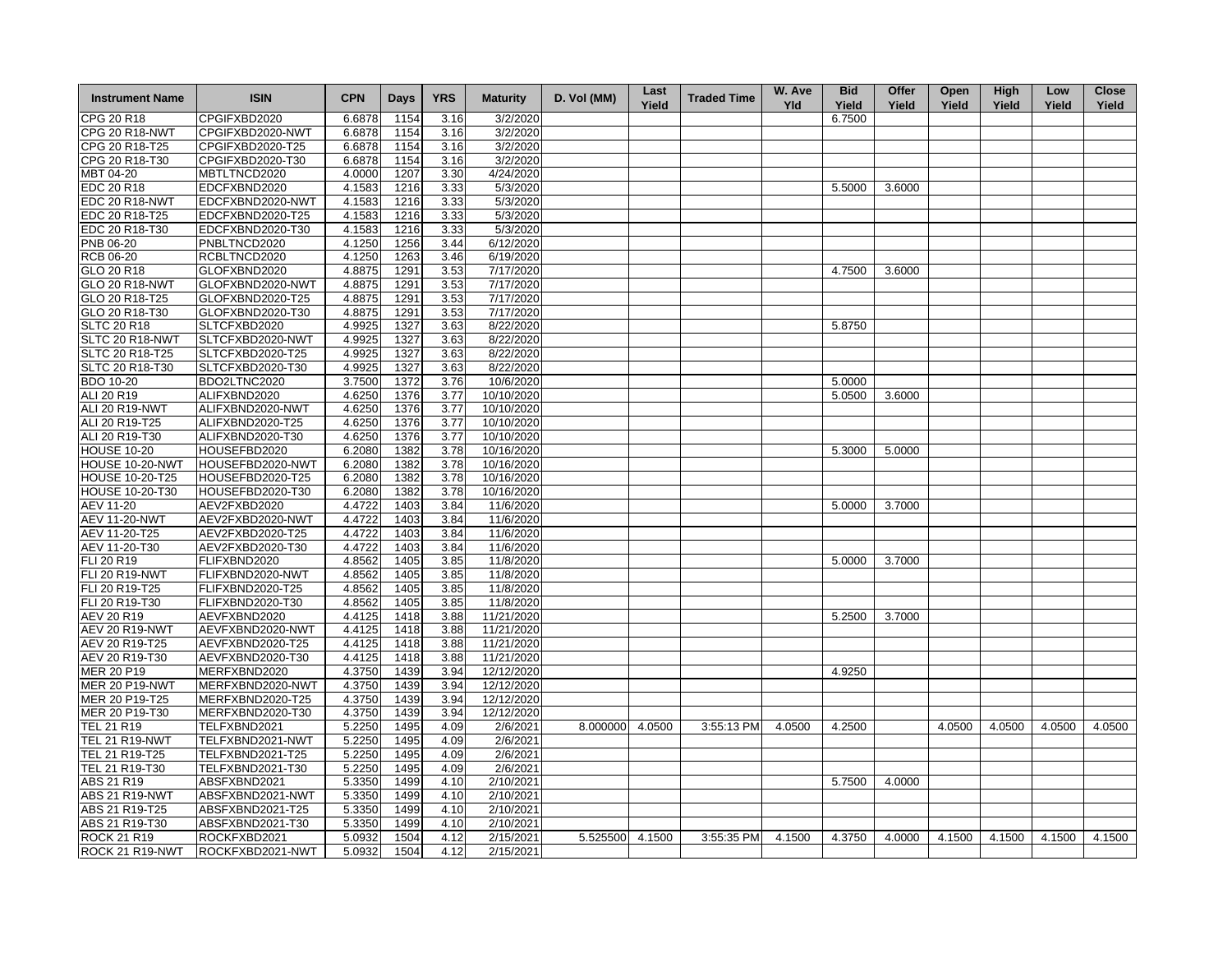| Instrument Name | ISIN | CPN | Days | YRS | Maturity | D. Vol (MM) | Last Yield | Traded Time | W. Ave Yld | Bid Yield | Offer Yield | Open Yield | High Yield | Low Yield | Close Yield |
|---|---|---|---|---|---|---|---|---|---|---|---|---|---|---|---|
| CPG 20 R18 | CPGIFXBD2020 | 6.6878 | 1154 | 3.16 | 3/2/2020 | | | | | 6.7500 | | | | | |
| CPG 20 R18-NWT | CPGIFXBD2020-NWT | 6.6878 | 1154 | 3.16 | 3/2/2020 | | | | | | | | | | |
| CPG 20 R18-T25 | CPGIFXBD2020-T25 | 6.6878 | 1154 | 3.16 | 3/2/2020 | | | | | | | | | | |
| CPG 20 R18-T30 | CPGIFXBD2020-T30 | 6.6878 | 1154 | 3.16 | 3/2/2020 | | | | | | | | | | |
| MBT 04-20 | MBTLTNCD2020 | 4.0000 | 1207 | 3.30 | 4/24/2020 | | | | | | | | | | |
| EDC 20 R18 | EDCFXBND2020 | 4.1583 | 1216 | 3.33 | 5/3/2020 | | | | | 5.5000 | 3.6000 | | | | |
| EDC 20 R18-NWT | EDCFXBND2020-NWT | 4.1583 | 1216 | 3.33 | 5/3/2020 | | | | | | | | | | |
| EDC 20 R18-T25 | EDCFXBND2020-T25 | 4.1583 | 1216 | 3.33 | 5/3/2020 | | | | | | | | | | |
| EDC 20 R18-T30 | EDCFXBND2020-T30 | 4.1583 | 1216 | 3.33 | 5/3/2020 | | | | | | | | | | |
| PNB 06-20 | PNBLTNCD2020 | 4.1250 | 1256 | 3.44 | 6/12/2020 | | | | | | | | | | |
| RCB 06-20 | RCBLTNCD2020 | 4.1250 | 1263 | 3.46 | 6/19/2020 | | | | | | | | | | |
| GLO 20 R18 | GLOFXBND2020 | 4.8875 | 1291 | 3.53 | 7/17/2020 | | | | | 4.7500 | 3.6000 | | | | |
| GLO 20 R18-NWT | GLOFXBND2020-NWT | 4.8875 | 1291 | 3.53 | 7/17/2020 | | | | | | | | | | |
| GLO 20 R18-T25 | GLOFXBND2020-T25 | 4.8875 | 1291 | 3.53 | 7/17/2020 | | | | | | | | | | |
| GLO 20 R18-T30 | GLOFXBND2020-T30 | 4.8875 | 1291 | 3.53 | 7/17/2020 | | | | | | | | | | |
| SLTC 20 R18 | SLTCFXBD2020 | 4.9925 | 1327 | 3.63 | 8/22/2020 | | | | | 5.8750 | | | | | |
| SLTC 20 R18-NWT | SLTCFXBD2020-NWT | 4.9925 | 1327 | 3.63 | 8/22/2020 | | | | | | | | | | |
| SLTC 20 R18-T25 | SLTCFXBD2020-T25 | 4.9925 | 1327 | 3.63 | 8/22/2020 | | | | | | | | | | |
| SLTC 20 R18-T30 | SLTCFXBD2020-T30 | 4.9925 | 1327 | 3.63 | 8/22/2020 | | | | | | | | | | |
| BDO 10-20 | BDO2LTNC2020 | 3.7500 | 1372 | 3.76 | 10/6/2020 | | | | | 5.0000 | | | | | |
| ALI 20 R19 | ALIFXBND2020 | 4.6250 | 1376 | 3.77 | 10/10/2020 | | | | | 5.0500 | 3.6000 | | | | |
| ALI 20 R19-NWT | ALIFXBND2020-NWT | 4.6250 | 1376 | 3.77 | 10/10/2020 | | | | | | | | | | |
| ALI 20 R19-T25 | ALIFXBND2020-T25 | 4.6250 | 1376 | 3.77 | 10/10/2020 | | | | | | | | | | |
| ALI 20 R19-T30 | ALIFXBND2020-T30 | 4.6250 | 1376 | 3.77 | 10/10/2020 | | | | | | | | | | |
| HOUSE 10-20 | HOUSEFBD2020 | 6.2080 | 1382 | 3.78 | 10/16/2020 | | | | | 5.3000 | 5.0000 | | | | |
| HOUSE 10-20-NWT | HOUSEFBD2020-NWT | 6.2080 | 1382 | 3.78 | 10/16/2020 | | | | | | | | | | |
| HOUSE 10-20-T25 | HOUSEFBD2020-T25 | 6.2080 | 1382 | 3.78 | 10/16/2020 | | | | | | | | | | |
| HOUSE 10-20-T30 | HOUSEFBD2020-T30 | 6.2080 | 1382 | 3.78 | 10/16/2020 | | | | | | | | | | |
| AEV 11-20 | AEV2FXBD2020 | 4.4722 | 1403 | 3.84 | 11/6/2020 | | | | | 5.0000 | 3.7000 | | | | |
| AEV 11-20-NWT | AEV2FXBD2020-NWT | 4.4722 | 1403 | 3.84 | 11/6/2020 | | | | | | | | | | |
| AEV 11-20-T25 | AEV2FXBD2020-T25 | 4.4722 | 1403 | 3.84 | 11/6/2020 | | | | | | | | | | |
| AEV 11-20-T30 | AEV2FXBD2020-T30 | 4.4722 | 1403 | 3.84 | 11/6/2020 | | | | | | | | | | |
| FLI 20 R19 | FLIFXBND2020 | 4.8562 | 1405 | 3.85 | 11/8/2020 | | | | | 5.0000 | 3.7000 | | | | |
| FLI 20 R19-NWT | FLIFXBND2020-NWT | 4.8562 | 1405 | 3.85 | 11/8/2020 | | | | | | | | | | |
| FLI 20 R19-T25 | FLIFXBND2020-T25 | 4.8562 | 1405 | 3.85 | 11/8/2020 | | | | | | | | | | |
| FLI 20 R19-T30 | FLIFXBND2020-T30 | 4.8562 | 1405 | 3.85 | 11/8/2020 | | | | | | | | | | |
| AEV 20 R19 | AEVFXBND2020 | 4.4125 | 1418 | 3.88 | 11/21/2020 | | | | | 5.2500 | 3.7000 | | | | |
| AEV 20 R19-NWT | AEVFXBND2020-NWT | 4.4125 | 1418 | 3.88 | 11/21/2020 | | | | | | | | | | |
| AEV 20 R19-T25 | AEVFXBND2020-T25 | 4.4125 | 1418 | 3.88 | 11/21/2020 | | | | | | | | | | |
| AEV 20 R19-T30 | AEVFXBND2020-T30 | 4.4125 | 1418 | 3.88 | 11/21/2020 | | | | | | | | | | |
| MER 20 P19 | MERFXBND2020 | 4.3750 | 1439 | 3.94 | 12/12/2020 | | | | | 4.9250 | | | | | |
| MER 20 P19-NWT | MERFXBND2020-NWT | 4.3750 | 1439 | 3.94 | 12/12/2020 | | | | | | | | | | |
| MER 20 P19-T25 | MERFXBND2020-T25 | 4.3750 | 1439 | 3.94 | 12/12/2020 | | | | | | | | | | |
| MER 20 P19-T30 | MERFXBND2020-T30 | 4.3750 | 1439 | 3.94 | 12/12/2020 | | | | | | | | | | |
| TEL 21 R19 | TELFXBND2021 | 5.2250 | 1495 | 4.09 | 2/6/2021 | 8.000000 | 4.0500 | 3:55:13 PM | 4.0500 | 4.2500 | | 4.0500 | 4.0500 | 4.0500 | 4.0500 |
| TEL 21 R19-NWT | TELFXBND2021-NWT | 5.2250 | 1495 | 4.09 | 2/6/2021 | | | | | | | | | | |
| TEL 21 R19-T25 | TELFXBND2021-T25 | 5.2250 | 1495 | 4.09 | 2/6/2021 | | | | | | | | | | |
| TEL 21 R19-T30 | TELFXBND2021-T30 | 5.2250 | 1495 | 4.09 | 2/6/2021 | | | | | | | | | | |
| ABS 21 R19 | ABSFXBND2021 | 5.3350 | 1499 | 4.10 | 2/10/2021 | | | | | 5.7500 | 4.0000 | | | | |
| ABS 21 R19-NWT | ABSFXBND2021-NWT | 5.3350 | 1499 | 4.10 | 2/10/2021 | | | | | | | | | | |
| ABS 21 R19-T25 | ABSFXBND2021-T25 | 5.3350 | 1499 | 4.10 | 2/10/2021 | | | | | | | | | | |
| ABS 21 R19-T30 | ABSFXBND2021-T30 | 5.3350 | 1499 | 4.10 | 2/10/2021 | | | | | | | | | | |
| ROCK 21 R19 | ROCKFXBD2021 | 5.0932 | 1504 | 4.12 | 2/15/2021 | 5.525500 | 4.1500 | 3:55:35 PM | 4.1500 | 4.3750 | 4.0000 | 4.1500 | 4.1500 | 4.1500 | 4.1500 |
| ROCK 21 R19-NWT | ROCKFXBD2021-NWT | 5.0932 | 1504 | 4.12 | 2/15/2021 | | | | | | | | | | |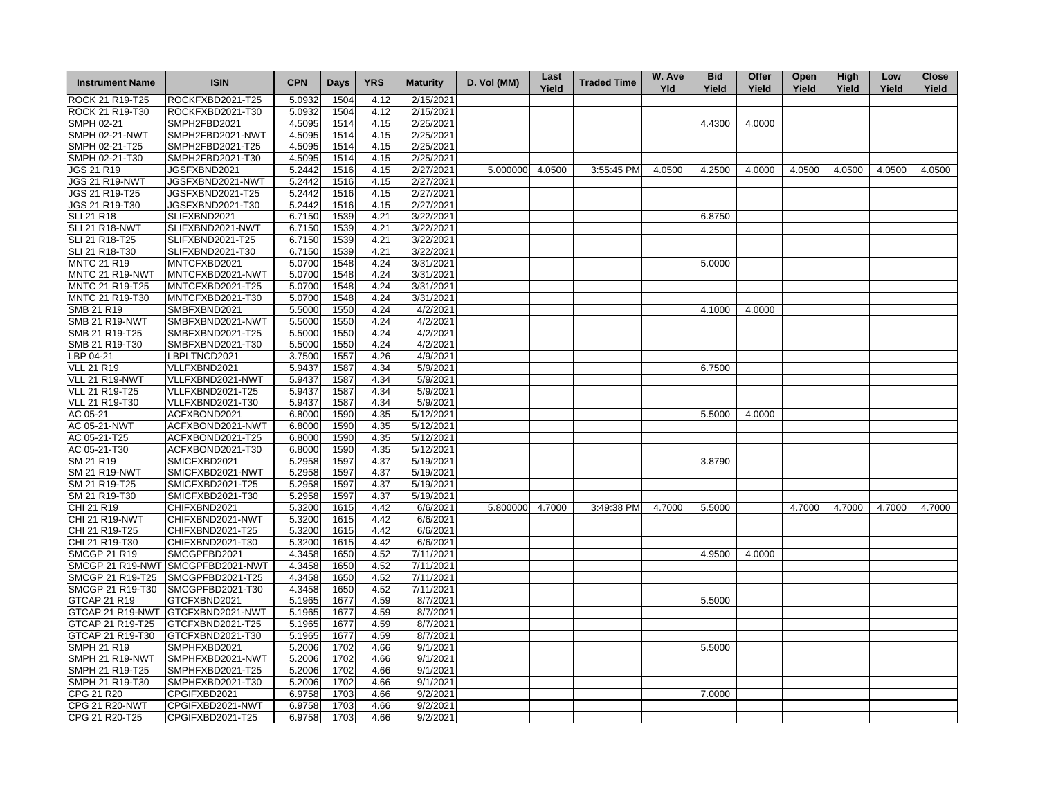| Instrument Name | ISIN | CPN | Days | YRS | Maturity | D. Vol (MM) | Last Yield | Traded Time | W. Ave Yld | Bid Yield | Offer Yield | Open Yield | High Yield | Low Yield | Close Yield |
|---|---|---|---|---|---|---|---|---|---|---|---|---|---|---|---|
| ROCK 21 R19-T25 | ROCKFXBD2021-T25 | 5.0932 | 1504 | 4.12 | 2/15/2021 | | | | | | | | | | |
| ROCK 21 R19-T30 | ROCKFXBD2021-T30 | 5.0932 | 1504 | 4.12 | 2/15/2021 | | | | | | | | | | |
| SMPH 02-21 | SMPH2FBD2021 | 4.5095 | 1514 | 4.15 | 2/25/2021 | | | | | 4.4300 | 4.0000 | | | | |
| SMPH 02-21-NWT | SMPH2FBD2021-NWT | 4.5095 | 1514 | 4.15 | 2/25/2021 | | | | | | | | | | |
| SMPH 02-21-T25 | SMPH2FBD2021-T25 | 4.5095 | 1514 | 4.15 | 2/25/2021 | | | | | | | | | | |
| SMPH 02-21-T30 | SMPH2FBD2021-T30 | 4.5095 | 1514 | 4.15 | 2/25/2021 | | | | | | | | | | |
| JGS 21 R19 | JGSFXBND2021 | 5.2442 | 1516 | 4.15 | 2/27/2021 | 5.000000 | 4.0500 | 3:55:45 PM | 4.0500 | 4.2500 | 4.0000 | 4.0500 | 4.0500 | 4.0500 | 4.0500 |
| JGS 21 R19-NWT | JGSFXBND2021-NWT | 5.2442 | 1516 | 4.15 | 2/27/2021 | | | | | | | | | | |
| JGS 21 R19-T25 | JGSFXBND2021-T25 | 5.2442 | 1516 | 4.15 | 2/27/2021 | | | | | | | | | | |
| JGS 21 R19-T30 | JGSFXBND2021-T30 | 5.2442 | 1516 | 4.15 | 2/27/2021 | | | | | | | | | | |
| SLI 21 R18 | SLIFXBND2021 | 6.7150 | 1539 | 4.21 | 3/22/2021 | | | | | 6.8750 | | | | | |
| SLI 21 R18-NWT | SLIFXBND2021-NWT | 6.7150 | 1539 | 4.21 | 3/22/2021 | | | | | | | | | | |
| SLI 21 R18-T25 | SLIFXBND2021-T25 | 6.7150 | 1539 | 4.21 | 3/22/2021 | | | | | | | | | | |
| SLI 21 R18-T30 | SLIFXBND2021-T30 | 6.7150 | 1539 | 4.21 | 3/22/2021 | | | | | | | | | | |
| MNTC 21 R19 | MNTCFXBD2021 | 5.0700 | 1548 | 4.24 | 3/31/2021 | | | | | 5.0000 | | | | | |
| MNTC 21 R19-NWT | MNTCFXBD2021-NWT | 5.0700 | 1548 | 4.24 | 3/31/2021 | | | | | | | | | | |
| MNTC 21 R19-T25 | MNTCFXBD2021-T25 | 5.0700 | 1548 | 4.24 | 3/31/2021 | | | | | | | | | | |
| MNTC 21 R19-T30 | MNTCFXBD2021-T30 | 5.0700 | 1548 | 4.24 | 3/31/2021 | | | | | | | | | | |
| SMB 21 R19 | SMBFXBND2021 | 5.5000 | 1550 | 4.24 | 4/2/2021 | | | | | 4.1000 | 4.0000 | | | | |
| SMB 21 R19-NWT | SMBFXBND2021-NWT | 5.5000 | 1550 | 4.24 | 4/2/2021 | | | | | | | | | | |
| SMB 21 R19-T25 | SMBFXBND2021-T25 | 5.5000 | 1550 | 4.24 | 4/2/2021 | | | | | | | | | | |
| SMB 21 R19-T30 | SMBFXBND2021-T30 | 5.5000 | 1550 | 4.24 | 4/2/2021 | | | | | | | | | | |
| LBP 04-21 | LBPLTNCD2021 | 3.7500 | 1557 | 4.26 | 4/9/2021 | | | | | | | | | | |
| VLL 21 R19 | VLLFXBND2021 | 5.9437 | 1587 | 4.34 | 5/9/2021 | | | | | 6.7500 | | | | | |
| VLL 21 R19-NWT | VLLFXBND2021-NWT | 5.9437 | 1587 | 4.34 | 5/9/2021 | | | | | | | | | | |
| VLL 21 R19-T25 | VLLFXBND2021-T25 | 5.9437 | 1587 | 4.34 | 5/9/2021 | | | | | | | | | | |
| VLL 21 R19-T30 | VLLFXBND2021-T30 | 5.9437 | 1587 | 4.34 | 5/9/2021 | | | | | | | | | | |
| AC 05-21 | ACFXBOND2021 | 6.8000 | 1590 | 4.35 | 5/12/2021 | | | | | 5.5000 | 4.0000 | | | | |
| AC 05-21-NWT | ACFXBOND2021-NWT | 6.8000 | 1590 | 4.35 | 5/12/2021 | | | | | | | | | | |
| AC 05-21-T25 | ACFXBOND2021-T25 | 6.8000 | 1590 | 4.35 | 5/12/2021 | | | | | | | | | | |
| AC 05-21-T30 | ACFXBOND2021-T30 | 6.8000 | 1590 | 4.35 | 5/12/2021 | | | | | | | | | | |
| SM 21 R19 | SMICFXBD2021 | 5.2958 | 1597 | 4.37 | 5/19/2021 | | | | | 3.8790 | | | | | |
| SM 21 R19-NWT | SMICFXBD2021-NWT | 5.2958 | 1597 | 4.37 | 5/19/2021 | | | | | | | | | | |
| SM 21 R19-T25 | SMICFXBD2021-T25 | 5.2958 | 1597 | 4.37 | 5/19/2021 | | | | | | | | | | |
| SM 21 R19-T30 | SMICFXBD2021-T30 | 5.2958 | 1597 | 4.37 | 5/19/2021 | | | | | | | | | | |
| CHI 21 R19 | CHIFXBND2021 | 5.3200 | 1615 | 4.42 | 6/6/2021 | 5.800000 | 4.7000 | 3:49:38 PM | 4.7000 | 5.5000 | | 4.7000 | 4.7000 | 4.7000 | 4.7000 |
| CHI 21 R19-NWT | CHIFXBND2021-NWT | 5.3200 | 1615 | 4.42 | 6/6/2021 | | | | | | | | | | |
| CHI 21 R19-T25 | CHIFXBND2021-T25 | 5.3200 | 1615 | 4.42 | 6/6/2021 | | | | | | | | | | |
| CHI 21 R19-T30 | CHIFXBND2021-T30 | 5.3200 | 1615 | 4.42 | 6/6/2021 | | | | | | | | | | |
| SMCGP 21 R19 | SMCGPFBD2021 | 4.3458 | 1650 | 4.52 | 7/11/2021 | | | | | 4.9500 | 4.0000 | | | | |
| SMCGP 21 R19-NWT | SMCGPFBD2021-NWT | 4.3458 | 1650 | 4.52 | 7/11/2021 | | | | | | | | | | |
| SMCGP 21 R19-T25 | SMCGPFBD2021-T25 | 4.3458 | 1650 | 4.52 | 7/11/2021 | | | | | | | | | | |
| SMCGP 21 R19-T30 | SMCGPFBD2021-T30 | 4.3458 | 1650 | 4.52 | 7/11/2021 | | | | | | | | | | |
| GTCAP 21 R19 | GTCFXBND2021 | 5.1965 | 1677 | 4.59 | 8/7/2021 | | | | | 5.5000 | | | | | |
| GTCAP 21 R19-NWT | GTCFXBND2021-NWT | 5.1965 | 1677 | 4.59 | 8/7/2021 | | | | | | | | | | |
| GTCAP 21 R19-T25 | GTCFXBND2021-T25 | 5.1965 | 1677 | 4.59 | 8/7/2021 | | | | | | | | | | |
| GTCAP 21 R19-T30 | GTCFXBND2021-T30 | 5.1965 | 1677 | 4.59 | 8/7/2021 | | | | | | | | | | |
| SMPH 21 R19 | SMPHFXBD2021 | 5.2006 | 1702 | 4.66 | 9/1/2021 | | | | | 5.5000 | | | | | |
| SMPH 21 R19-NWT | SMPHFXBD2021-NWT | 5.2006 | 1702 | 4.66 | 9/1/2021 | | | | | | | | | | |
| SMPH 21 R19-T25 | SMPHFXBD2021-T25 | 5.2006 | 1702 | 4.66 | 9/1/2021 | | | | | | | | | | |
| SMPH 21 R19-T30 | SMPHFXBD2021-T30 | 5.2006 | 1702 | 4.66 | 9/1/2021 | | | | | | | | | | |
| CPG 21 R20 | CPGIFXBD2021 | 6.9758 | 1703 | 4.66 | 9/2/2021 | | | | | 7.0000 | | | | | |
| CPG 21 R20-NWT | CPGIFXBD2021-NWT | 6.9758 | 1703 | 4.66 | 9/2/2021 | | | | | | | | | | |
| CPG 21 R20-T25 | CPGIFXBD2021-T25 | 6.9758 | 1703 | 4.66 | 9/2/2021 | | | | | | | | | | |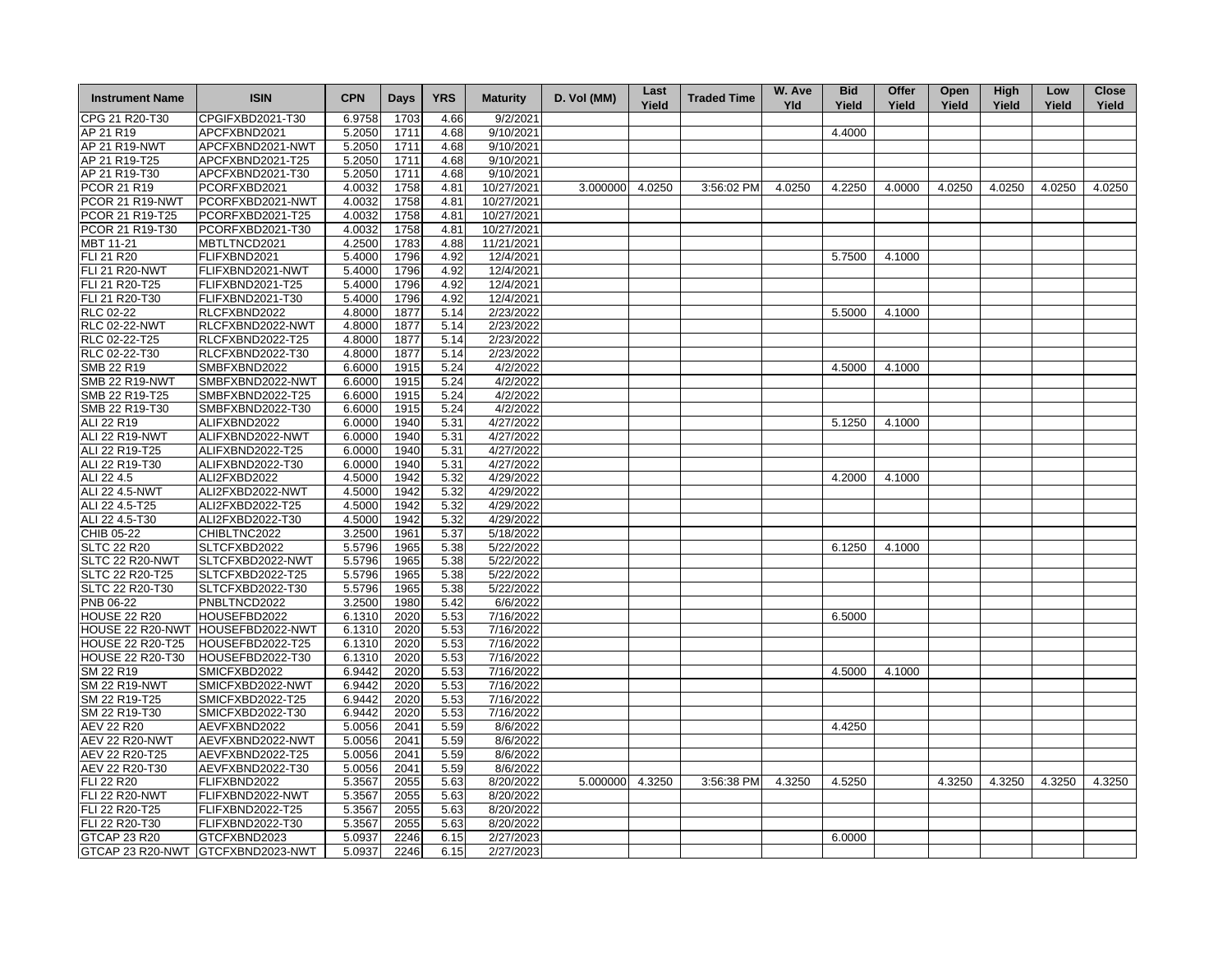| Instrument Name | ISIN | CPN | Days | YRS | Maturity | D. Vol (MM) | Last Yield | Traded Time | W. Ave Yld | Bid Yield | Offer Yield | Open Yield | High Yield | Low Yield | Close Yield |
|---|---|---|---|---|---|---|---|---|---|---|---|---|---|---|---|
| CPG 21 R20-T30 | CPGIFXBD2021-T30 | 6.9758 | 1703 | 4.66 | 9/2/2021 | | | | | | | | | | |
| AP 21 R19 | APCFXBND2021 | 5.2050 | 1711 | 4.68 | 9/10/2021 | | | | | 4.4000 | | | | | |
| AP 21 R19-NWT | APCFXBND2021-NWT | 5.2050 | 1711 | 4.68 | 9/10/2021 | | | | | | | | | | |
| AP 21 R19-T25 | APCFXBND2021-T25 | 5.2050 | 1711 | 4.68 | 9/10/2021 | | | | | | | | | | |
| AP 21 R19-T30 | APCFXBND2021-T30 | 5.2050 | 1711 | 4.68 | 9/10/2021 | | | | | | | | | | |
| PCOR 21 R19 | PCORFXBD2021 | 4.0032 | 1758 | 4.81 | 10/27/2021 | 3.000000 | 4.0250 | 3:56:02 PM | 4.0250 | 4.2250 | 4.0000 | 4.0250 | 4.0250 | 4.0250 | 4.0250 |
| PCOR 21 R19-NWT | PCORFXBD2021-NWT | 4.0032 | 1758 | 4.81 | 10/27/2021 | | | | | | | | | | |
| PCOR 21 R19-T25 | PCORFXBD2021-T25 | 4.0032 | 1758 | 4.81 | 10/27/2021 | | | | | | | | | | |
| PCOR 21 R19-T30 | PCORFXBD2021-T30 | 4.0032 | 1758 | 4.81 | 10/27/2021 | | | | | | | | | | |
| MBT 11-21 | MBTLTNCD2021 | 4.2500 | 1783 | 4.88 | 11/21/2021 | | | | | | | | | | |
| FLI 21 R20 | FLIFXBND2021 | 5.4000 | 1796 | 4.92 | 12/4/2021 | | | | | 5.7500 | 4.1000 | | | | |
| FLI 21 R20-NWT | FLIFXBND2021-NWT | 5.4000 | 1796 | 4.92 | 12/4/2021 | | | | | | | | | | |
| FLI 21 R20-T25 | FLIFXBND2021-T25 | 5.4000 | 1796 | 4.92 | 12/4/2021 | | | | | | | | | | |
| FLI 21 R20-T30 | FLIFXBND2021-T30 | 5.4000 | 1796 | 4.92 | 12/4/2021 | | | | | | | | | | |
| RLC 02-22 | RLCFXBND2022 | 4.8000 | 1877 | 5.14 | 2/23/2022 | | | | | 5.5000 | 4.1000 | | | | |
| RLC 02-22-NWT | RLCFXBND2022-NWT | 4.8000 | 1877 | 5.14 | 2/23/2022 | | | | | | | | | | |
| RLC 02-22-T25 | RLCFXBND2022-T25 | 4.8000 | 1877 | 5.14 | 2/23/2022 | | | | | | | | | | |
| RLC 02-22-T30 | RLCFXBND2022-T30 | 4.8000 | 1877 | 5.14 | 2/23/2022 | | | | | | | | | | |
| SMB 22 R19 | SMBFXBND2022 | 6.6000 | 1915 | 5.24 | 4/2/2022 | | | | | 4.5000 | 4.1000 | | | | |
| SMB 22 R19-NWT | SMBFXBND2022-NWT | 6.6000 | 1915 | 5.24 | 4/2/2022 | | | | | | | | | | |
| SMB 22 R19-T25 | SMBFXBND2022-T25 | 6.6000 | 1915 | 5.24 | 4/2/2022 | | | | | | | | | | |
| SMB 22 R19-T30 | SMBFXBND2022-T30 | 6.6000 | 1915 | 5.24 | 4/2/2022 | | | | | | | | | | |
| ALI 22 R19 | ALIFXBND2022 | 6.0000 | 1940 | 5.31 | 4/27/2022 | | | | | 5.1250 | 4.1000 | | | | |
| ALI 22 R19-NWT | ALIFXBND2022-NWT | 6.0000 | 1940 | 5.31 | 4/27/2022 | | | | | | | | | | |
| ALI 22 R19-T25 | ALIFXBND2022-T25 | 6.0000 | 1940 | 5.31 | 4/27/2022 | | | | | | | | | | |
| ALI 22 R19-T30 | ALIFXBND2022-T30 | 6.0000 | 1940 | 5.31 | 4/27/2022 | | | | | | | | | | |
| ALI 22 4.5 | ALI2FXBD2022 | 4.5000 | 1942 | 5.32 | 4/29/2022 | | | | | 4.2000 | 4.1000 | | | | |
| ALI 22 4.5-NWT | ALI2FXBD2022-NWT | 4.5000 | 1942 | 5.32 | 4/29/2022 | | | | | | | | | | |
| ALI 22 4.5-T25 | ALI2FXBD2022-T25 | 4.5000 | 1942 | 5.32 | 4/29/2022 | | | | | | | | | | |
| ALI 22 4.5-T30 | ALI2FXBD2022-T30 | 4.5000 | 1942 | 5.32 | 4/29/2022 | | | | | | | | | | |
| CHIB 05-22 | CHIBLTNC2022 | 3.2500 | 1961 | 5.37 | 5/18/2022 | | | | | | | | | | |
| SLTC 22 R20 | SLTCFXBD2022 | 5.5796 | 1965 | 5.38 | 5/22/2022 | | | | | 6.1250 | 4.1000 | | | | |
| SLTC 22 R20-NWT | SLTCFXBD2022-NWT | 5.5796 | 1965 | 5.38 | 5/22/2022 | | | | | | | | | | |
| SLTC 22 R20-T25 | SLTCFXBD2022-T25 | 5.5796 | 1965 | 5.38 | 5/22/2022 | | | | | | | | | | |
| SLTC 22 R20-T30 | SLTCFXBD2022-T30 | 5.5796 | 1965 | 5.38 | 5/22/2022 | | | | | | | | | | |
| PNB 06-22 | PNBLTNCD2022 | 3.2500 | 1980 | 5.42 | 6/6/2022 | | | | | | | | | | |
| HOUSE 22 R20 | HOUSEFBD2022 | 6.1310 | 2020 | 5.53 | 7/16/2022 | | | | | 6.5000 | | | | | |
| HOUSE 22 R20-NWT | HOUSEFBD2022-NWT | 6.1310 | 2020 | 5.53 | 7/16/2022 | | | | | | | | | | |
| HOUSE 22 R20-T25 | HOUSEFBD2022-T25 | 6.1310 | 2020 | 5.53 | 7/16/2022 | | | | | | | | | | |
| HOUSE 22 R20-T30 | HOUSEFBD2022-T30 | 6.1310 | 2020 | 5.53 | 7/16/2022 | | | | | | | | | | |
| SM 22 R19 | SMICFXBD2022 | 6.9442 | 2020 | 5.53 | 7/16/2022 | | | | | 4.5000 | 4.1000 | | | | |
| SM 22 R19-NWT | SMICFXBD2022-NWT | 6.9442 | 2020 | 5.53 | 7/16/2022 | | | | | | | | | | |
| SM 22 R19-T25 | SMICFXBD2022-T25 | 6.9442 | 2020 | 5.53 | 7/16/2022 | | | | | | | | | | |
| SM 22 R19-T30 | SMICFXBD2022-T30 | 6.9442 | 2020 | 5.53 | 7/16/2022 | | | | | | | | | | |
| AEV 22 R20 | AEVFXBND2022 | 5.0056 | 2041 | 5.59 | 8/6/2022 | | | | | 4.4250 | | | | | |
| AEV 22 R20-NWT | AEVFXBND2022-NWT | 5.0056 | 2041 | 5.59 | 8/6/2022 | | | | | | | | | | |
| AEV 22 R20-T25 | AEVFXBND2022-T25 | 5.0056 | 2041 | 5.59 | 8/6/2022 | | | | | | | | | | |
| AEV 22 R20-T30 | AEVFXBND2022-T30 | 5.0056 | 2041 | 5.59 | 8/6/2022 | | | | | | | | | | |
| FLI 22 R20 | FLIFXBND2022 | 5.3567 | 2055 | 5.63 | 8/20/2022 | 5.000000 | 4.3250 | 3:56:38 PM | 4.3250 | 4.5250 | | 4.3250 | 4.3250 | 4.3250 | 4.3250 |
| FLI 22 R20-NWT | FLIFXBND2022-NWT | 5.3567 | 2055 | 5.63 | 8/20/2022 | | | | | | | | | | |
| FLI 22 R20-T25 | FLIFXBND2022-T25 | 5.3567 | 2055 | 5.63 | 8/20/2022 | | | | | | | | | | |
| FLI 22 R20-T30 | FLIFXBND2022-T30 | 5.3567 | 2055 | 5.63 | 8/20/2022 | | | | | | | | | | |
| GTCAP 23 R20 | GTCFXBND2023 | 5.0937 | 2246 | 6.15 | 2/27/2023 | | | | | 6.0000 | | | | | |
| GTCAP 23 R20-NWT | GTCFXBND2023-NWT | 5.0937 | 2246 | 6.15 | 2/27/2023 | | | | | | | | | | |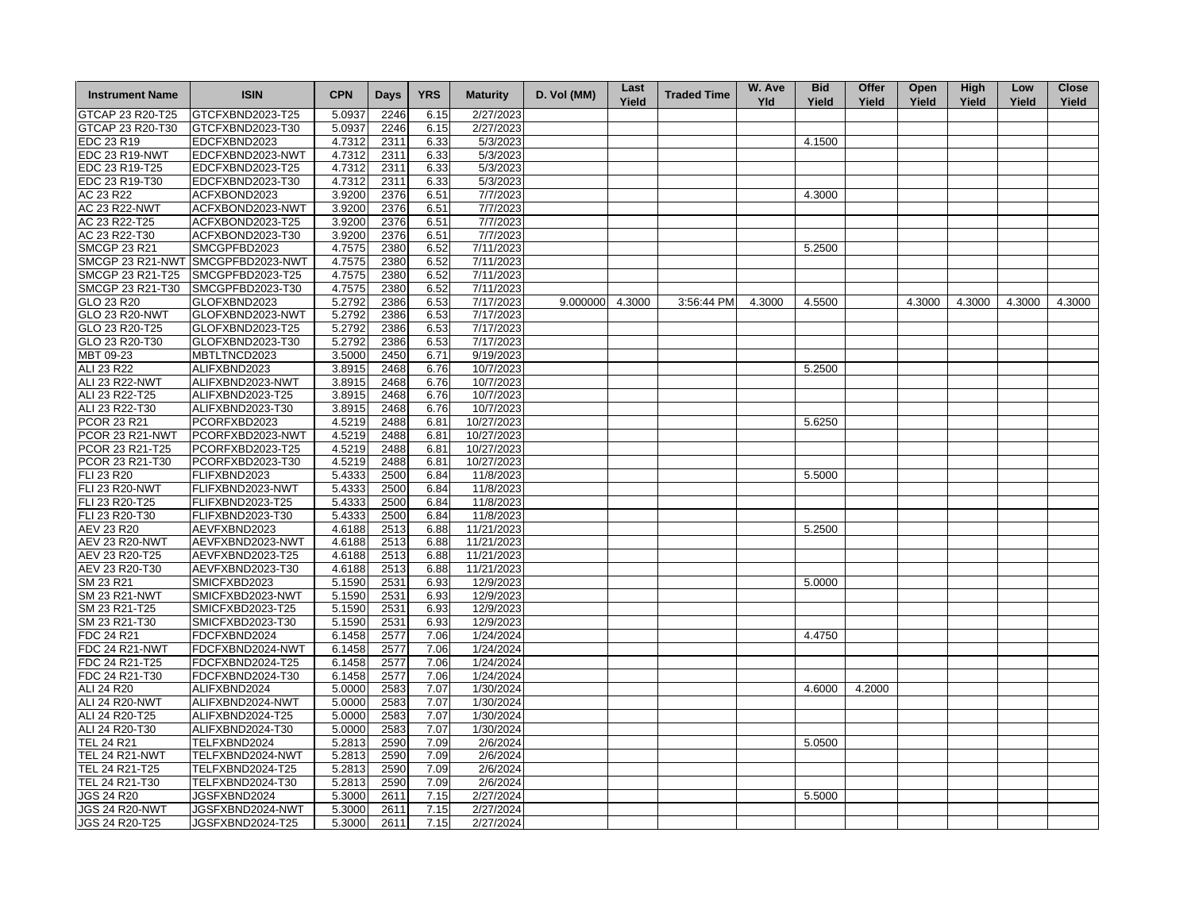| Instrument Name | ISIN | CPN | Days | YRS | Maturity | D. Vol (MM) | Last Yield | Traded Time | W. Ave Yld | Bid Yield | Offer Yield | Open Yield | High Yield | Low Yield | Close Yield |
|---|---|---|---|---|---|---|---|---|---|---|---|---|---|---|---|
| GTCAP 23 R20-T25 | GTCFXBND2023-T25 | 5.0937 | 2246 | 6.15 | 2/27/2023 | | | | | | | | | | |
| GTCAP 23 R20-T30 | GTCFXBND2023-T30 | 5.0937 | 2246 | 6.15 | 2/27/2023 | | | | | | | | | | |
| EDC 23 R19 | EDCFXBND2023 | 4.7312 | 2311 | 6.33 | 5/3/2023 | | | | | 4.1500 | | | | | |
| EDC 23 R19-NWT | EDCFXBND2023-NWT | 4.7312 | 2311 | 6.33 | 5/3/2023 | | | | | | | | | | |
| EDC 23 R19-T25 | EDCFXBND2023-T25 | 4.7312 | 2311 | 6.33 | 5/3/2023 | | | | | | | | | | |
| EDC 23 R19-T30 | EDCFXBND2023-T30 | 4.7312 | 2311 | 6.33 | 5/3/2023 | | | | | | | | | | |
| AC 23 R22 | ACFXBOND2023 | 3.9200 | 2376 | 6.51 | 7/7/2023 | | | | | 4.3000 | | | | | |
| AC 23 R22-NWT | ACFXBOND2023-NWT | 3.9200 | 2376 | 6.51 | 7/7/2023 | | | | | | | | | | |
| AC 23 R22-T25 | ACFXBOND2023-T25 | 3.9200 | 2376 | 6.51 | 7/7/2023 | | | | | | | | | | |
| AC 23 R22-T30 | ACFXBOND2023-T30 | 3.9200 | 2376 | 6.51 | 7/7/2023 | | | | | | | | | | |
| SMCGP 23 R21 | SMCGPFBD2023 | 4.7575 | 2380 | 6.52 | 7/11/2023 | | | | | 5.2500 | | | | | |
| SMCGP 23 R21-NWT | SMCGPFBD2023-NWT | 4.7575 | 2380 | 6.52 | 7/11/2023 | | | | | | | | | | |
| SMCGP 23 R21-T25 | SMCGPFBD2023-T25 | 4.7575 | 2380 | 6.52 | 7/11/2023 | | | | | | | | | | |
| SMCGP 23 R21-T30 | SMCGPFBD2023-T30 | 4.7575 | 2380 | 6.52 | 7/11/2023 | | | | | | | | | | |
| GLO 23 R20 | GLOFXBND2023 | 5.2792 | 2386 | 6.53 | 7/17/2023 | 9.000000 | 4.3000 | 3:56:44 PM | 4.3000 | 4.5500 | | 4.3000 | 4.3000 | 4.3000 | 4.3000 |
| GLO 23 R20-NWT | GLOFXBND2023-NWT | 5.2792 | 2386 | 6.53 | 7/17/2023 | | | | | | | | | | |
| GLO 23 R20-T25 | GLOFXBND2023-T25 | 5.2792 | 2386 | 6.53 | 7/17/2023 | | | | | | | | | | |
| GLO 23 R20-T30 | GLOFXBND2023-T30 | 5.2792 | 2386 | 6.53 | 7/17/2023 | | | | | | | | | | |
| MBT 09-23 | MBTLTNCD2023 | 3.5000 | 2450 | 6.71 | 9/19/2023 | | | | | | | | | | |
| ALI 23 R22 | ALIFXBND2023 | 3.8915 | 2468 | 6.76 | 10/7/2023 | | | | | 5.2500 | | | | | |
| ALI 23 R22-NWT | ALIFXBND2023-NWT | 3.8915 | 2468 | 6.76 | 10/7/2023 | | | | | | | | | | |
| ALI 23 R22-T25 | ALIFXBND2023-T25 | 3.8915 | 2468 | 6.76 | 10/7/2023 | | | | | | | | | | |
| ALI 23 R22-T30 | ALIFXBND2023-T30 | 3.8915 | 2468 | 6.76 | 10/7/2023 | | | | | | | | | | |
| PCOR 23 R21 | PCORFXBD2023 | 4.5219 | 2488 | 6.81 | 10/27/2023 | | | | | 5.6250 | | | | | |
| PCOR 23 R21-NWT | PCORFXBD2023-NWT | 4.5219 | 2488 | 6.81 | 10/27/2023 | | | | | | | | | | |
| PCOR 23 R21-T25 | PCORFXBD2023-T25 | 4.5219 | 2488 | 6.81 | 10/27/2023 | | | | | | | | | | |
| PCOR 23 R21-T30 | PCORFXBD2023-T30 | 4.5219 | 2488 | 6.81 | 10/27/2023 | | | | | | | | | | |
| FLI 23 R20 | FLIFXBND2023 | 5.4333 | 2500 | 6.84 | 11/8/2023 | | | | | 5.5000 | | | | | |
| FLI 23 R20-NWT | FLIFXBND2023-NWT | 5.4333 | 2500 | 6.84 | 11/8/2023 | | | | | | | | | | |
| FLI 23 R20-T25 | FLIFXBND2023-T25 | 5.4333 | 2500 | 6.84 | 11/8/2023 | | | | | | | | | | |
| FLI 23 R20-T30 | FLIFXBND2023-T30 | 5.4333 | 2500 | 6.84 | 11/8/2023 | | | | | | | | | | |
| AEV 23 R20 | AEVFXBND2023 | 4.6188 | 2513 | 6.88 | 11/21/2023 | | | | | 5.2500 | | | | | |
| AEV 23 R20-NWT | AEVFXBND2023-NWT | 4.6188 | 2513 | 6.88 | 11/21/2023 | | | | | | | | | | |
| AEV 23 R20-T25 | AEVFXBND2023-T25 | 4.6188 | 2513 | 6.88 | 11/21/2023 | | | | | | | | | | |
| AEV 23 R20-T30 | AEVFXBND2023-T30 | 4.6188 | 2513 | 6.88 | 11/21/2023 | | | | | | | | | | |
| SM 23 R21 | SMICFXBD2023 | 5.1590 | 2531 | 6.93 | 12/9/2023 | | | | | 5.0000 | | | | | |
| SM 23 R21-NWT | SMICFXBD2023-NWT | 5.1590 | 2531 | 6.93 | 12/9/2023 | | | | | | | | | | |
| SM 23 R21-T25 | SMICFXBD2023-T25 | 5.1590 | 2531 | 6.93 | 12/9/2023 | | | | | | | | | | |
| SM 23 R21-T30 | SMICFXBD2023-T30 | 5.1590 | 2531 | 6.93 | 12/9/2023 | | | | | | | | | | |
| FDC 24 R21 | FDCFXBND2024 | 6.1458 | 2577 | 7.06 | 1/24/2024 | | | | | 4.4750 | | | | | |
| FDC 24 R21-NWT | FDCFXBND2024-NWT | 6.1458 | 2577 | 7.06 | 1/24/2024 | | | | | | | | | | |
| FDC 24 R21-T25 | FDCFXBND2024-T25 | 6.1458 | 2577 | 7.06 | 1/24/2024 | | | | | | | | | | |
| FDC 24 R21-T30 | FDCFXBND2024-T30 | 6.1458 | 2577 | 7.06 | 1/24/2024 | | | | | | | | | | |
| ALI 24 R20 | ALIFXBND2024 | 5.0000 | 2583 | 7.07 | 1/30/2024 | | | | | 4.6000 | 4.2000 | | | | |
| ALI 24 R20-NWT | ALIFXBND2024-NWT | 5.0000 | 2583 | 7.07 | 1/30/2024 | | | | | | | | | | |
| ALI 24 R20-T25 | ALIFXBND2024-T25 | 5.0000 | 2583 | 7.07 | 1/30/2024 | | | | | | | | | | |
| ALI 24 R20-T30 | ALIFXBND2024-T30 | 5.0000 | 2583 | 7.07 | 1/30/2024 | | | | | | | | | | |
| TEL 24 R21 | TELFXBND2024 | 5.2813 | 2590 | 7.09 | 2/6/2024 | | | | | 5.0500 | | | | | |
| TEL 24 R21-NWT | TELFXBND2024-NWT | 5.2813 | 2590 | 7.09 | 2/6/2024 | | | | | | | | | | |
| TEL 24 R21-T25 | TELFXBND2024-T25 | 5.2813 | 2590 | 7.09 | 2/6/2024 | | | | | | | | | | |
| TEL 24 R21-T30 | TELFXBND2024-T30 | 5.2813 | 2590 | 7.09 | 2/6/2024 | | | | | | | | | | |
| JGS 24 R20 | JGSFXBND2024 | 5.3000 | 2611 | 7.15 | 2/27/2024 | | | | | 5.5000 | | | | | |
| JGS 24 R20-NWT | JGSFXBND2024-NWT | 5.3000 | 2611 | 7.15 | 2/27/2024 | | | | | | | | | | |
| JGS 24 R20-T25 | JGSFXBND2024-T25 | 5.3000 | 2611 | 7.15 | 2/27/2024 | | | | | | | | | | |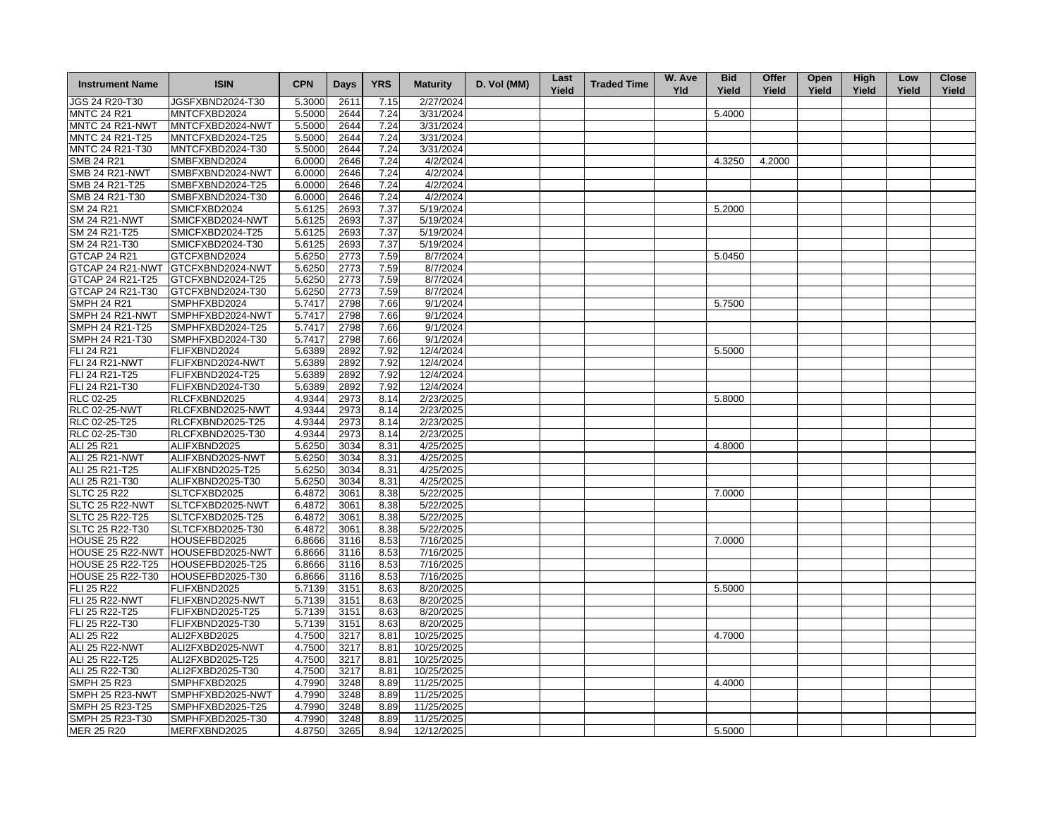| Instrument Name | ISIN | CPN | Days | YRS | Maturity | D. Vol (MM) | Last Yield | Traded Time | W. Ave Yld | Bid Yield | Offer Yield | Open Yield | High Yield | Low Yield | Close Yield |
|---|---|---|---|---|---|---|---|---|---|---|---|---|---|---|---|
| JGS 24 R20-T30 | JGSFXBND2024-T30 | 5.3000 | 2611 | 7.15 | 2/27/2024 | | | | | | | | | | |
| MNTC 24 R21 | MNTCFXBD2024 | 5.5000 | 2644 | 7.24 | 3/31/2024 | | | | | 5.4000 | | | | | |
| MNTC 24 R21-NWT | MNTCFXBD2024-NWT | 5.5000 | 2644 | 7.24 | 3/31/2024 | | | | | | | | | | |
| MNTC 24 R21-T25 | MNTCFXBD2024-T25 | 5.5000 | 2644 | 7.24 | 3/31/2024 | | | | | | | | | | |
| MNTC 24 R21-T30 | MNTCFXBD2024-T30 | 5.5000 | 2644 | 7.24 | 3/31/2024 | | | | | | | | | | |
| SMB 24 R21 | SMBFXBND2024 | 6.0000 | 2646 | 7.24 | 4/2/2024 | | | | | 4.3250 | 4.2000 | | | | |
| SMB 24 R21-NWT | SMBFXBND2024-NWT | 6.0000 | 2646 | 7.24 | 4/2/2024 | | | | | | | | | | |
| SMB 24 R21-T25 | SMBFXBND2024-T25 | 6.0000 | 2646 | 7.24 | 4/2/2024 | | | | | | | | | | |
| SMB 24 R21-T30 | SMBFXBND2024-T30 | 6.0000 | 2646 | 7.24 | 4/2/2024 | | | | | | | | | | |
| SM 24 R21 | SMICFXBD2024 | 5.6125 | 2693 | 7.37 | 5/19/2024 | | | | | 5.2000 | | | | | |
| SM 24 R21-NWT | SMICFXBD2024-NWT | 5.6125 | 2693 | 7.37 | 5/19/2024 | | | | | | | | | | |
| SM 24 R21-T25 | SMICFXBD2024-T25 | 5.6125 | 2693 | 7.37 | 5/19/2024 | | | | | | | | | | |
| SM 24 R21-T30 | SMICFXBD2024-T30 | 5.6125 | 2693 | 7.37 | 5/19/2024 | | | | | | | | | | |
| GTCAP 24 R21 | GTCFXBND2024 | 5.6250 | 2773 | 7.59 | 8/7/2024 | | | | | 5.0450 | | | | | |
| GTCAP 24 R21-NWT | GTCFXBND2024-NWT | 5.6250 | 2773 | 7.59 | 8/7/2024 | | | | | | | | | | |
| GTCAP 24 R21-T25 | GTCFXBND2024-T25 | 5.6250 | 2773 | 7.59 | 8/7/2024 | | | | | | | | | | |
| GTCAP 24 R21-T30 | GTCFXBND2024-T30 | 5.6250 | 2773 | 7.59 | 8/7/2024 | | | | | | | | | | |
| SMPH 24 R21 | SMPHFXBD2024 | 5.7417 | 2798 | 7.66 | 9/1/2024 | | | | | 5.7500 | | | | | |
| SMPH 24 R21-NWT | SMPHFXBD2024-NWT | 5.7417 | 2798 | 7.66 | 9/1/2024 | | | | | | | | | | |
| SMPH 24 R21-T25 | SMPHFXBD2024-T25 | 5.7417 | 2798 | 7.66 | 9/1/2024 | | | | | | | | | | |
| SMPH 24 R21-T30 | SMPHFXBD2024-T30 | 5.7417 | 2798 | 7.66 | 9/1/2024 | | | | | | | | | | |
| FLI 24 R21 | FLIFXBND2024 | 5.6389 | 2892 | 7.92 | 12/4/2024 | | | | | 5.5000 | | | | | |
| FLI 24 R21-NWT | FLIFXBND2024-NWT | 5.6389 | 2892 | 7.92 | 12/4/2024 | | | | | | | | | | |
| FLI 24 R21-T25 | FLIFXBND2024-T25 | 5.6389 | 2892 | 7.92 | 12/4/2024 | | | | | | | | | | |
| FLI 24 R21-T30 | FLIFXBND2024-T30 | 5.6389 | 2892 | 7.92 | 12/4/2024 | | | | | | | | | | |
| RLC 02-25 | RLCFXBND2025 | 4.9344 | 2973 | 8.14 | 2/23/2025 | | | | | 5.8000 | | | | | |
| RLC 02-25-NWT | RLCFXBND2025-NWT | 4.9344 | 2973 | 8.14 | 2/23/2025 | | | | | | | | | | |
| RLC 02-25-T25 | RLCFXBND2025-T25 | 4.9344 | 2973 | 8.14 | 2/23/2025 | | | | | | | | | | |
| RLC 02-25-T30 | RLCFXBND2025-T30 | 4.9344 | 2973 | 8.14 | 2/23/2025 | | | | | | | | | | |
| ALI 25 R21 | ALIFXBND2025 | 5.6250 | 3034 | 8.31 | 4/25/2025 | | | | | 4.8000 | | | | | |
| ALI 25 R21-NWT | ALIFXBND2025-NWT | 5.6250 | 3034 | 8.31 | 4/25/2025 | | | | | | | | | | |
| ALI 25 R21-T25 | ALIFXBND2025-T25 | 5.6250 | 3034 | 8.31 | 4/25/2025 | | | | | | | | | | |
| ALI 25 R21-T30 | ALIFXBND2025-T30 | 5.6250 | 3034 | 8.31 | 4/25/2025 | | | | | | | | | | |
| SLTC 25 R22 | SLTCFXBD2025 | 6.4872 | 3061 | 8.38 | 5/22/2025 | | | | | 7.0000 | | | | | |
| SLTC 25 R22-NWT | SLTCFXBD2025-NWT | 6.4872 | 3061 | 8.38 | 5/22/2025 | | | | | | | | | | |
| SLTC 25 R22-T25 | SLTCFXBD2025-T25 | 6.4872 | 3061 | 8.38 | 5/22/2025 | | | | | | | | | | |
| SLTC 25 R22-T30 | SLTCFXBD2025-T30 | 6.4872 | 3061 | 8.38 | 5/22/2025 | | | | | | | | | | |
| HOUSE 25 R22 | HOUSEFBD2025 | 6.8666 | 3116 | 8.53 | 7/16/2025 | | | | | 7.0000 | | | | | |
| HOUSE 25 R22-NWT | HOUSEFBD2025-NWT | 6.8666 | 3116 | 8.53 | 7/16/2025 | | | | | | | | | | |
| HOUSE 25 R22-T25 | HOUSEFBD2025-T25 | 6.8666 | 3116 | 8.53 | 7/16/2025 | | | | | | | | | | |
| HOUSE 25 R22-T30 | HOUSEFBD2025-T30 | 6.8666 | 3116 | 8.53 | 7/16/2025 | | | | | | | | | | |
| FLI 25 R22 | FLIFXBND2025 | 5.7139 | 3151 | 8.63 | 8/20/2025 | | | | | 5.5000 | | | | | |
| FLI 25 R22-NWT | FLIFXBND2025-NWT | 5.7139 | 3151 | 8.63 | 8/20/2025 | | | | | | | | | | |
| FLI 25 R22-T25 | FLIFXBND2025-T25 | 5.7139 | 3151 | 8.63 | 8/20/2025 | | | | | | | | | | |
| FLI 25 R22-T30 | FLIFXBND2025-T30 | 5.7139 | 3151 | 8.63 | 8/20/2025 | | | | | | | | | | |
| ALI 25 R22 | ALI2FXBD2025 | 4.7500 | 3217 | 8.81 | 10/25/2025 | | | | | 4.7000 | | | | | |
| ALI 25 R22-NWT | ALI2FXBD2025-NWT | 4.7500 | 3217 | 8.81 | 10/25/2025 | | | | | | | | | | |
| ALI 25 R22-T25 | ALI2FXBD2025-T25 | 4.7500 | 3217 | 8.81 | 10/25/2025 | | | | | | | | | | |
| ALI 25 R22-T30 | ALI2FXBD2025-T30 | 4.7500 | 3217 | 8.81 | 10/25/2025 | | | | | | | | | | |
| SMPH 25 R23 | SMPHFXBD2025 | 4.7990 | 3248 | 8.89 | 11/25/2025 | | | | | 4.4000 | | | | | |
| SMPH 25 R23-NWT | SMPHFXBD2025-NWT | 4.7990 | 3248 | 8.89 | 11/25/2025 | | | | | | | | | | |
| SMPH 25 R23-T25 | SMPHFXBD2025-T25 | 4.7990 | 3248 | 8.89 | 11/25/2025 | | | | | | | | | | |
| SMPH 25 R23-T30 | SMPHFXBD2025-T30 | 4.7990 | 3248 | 8.89 | 11/25/2025 | | | | | | | | | | |
| MER 25 R20 | MERFXBND2025 | 4.8750 | 3265 | 8.94 | 12/12/2025 | | | | | 5.5000 | | | | | |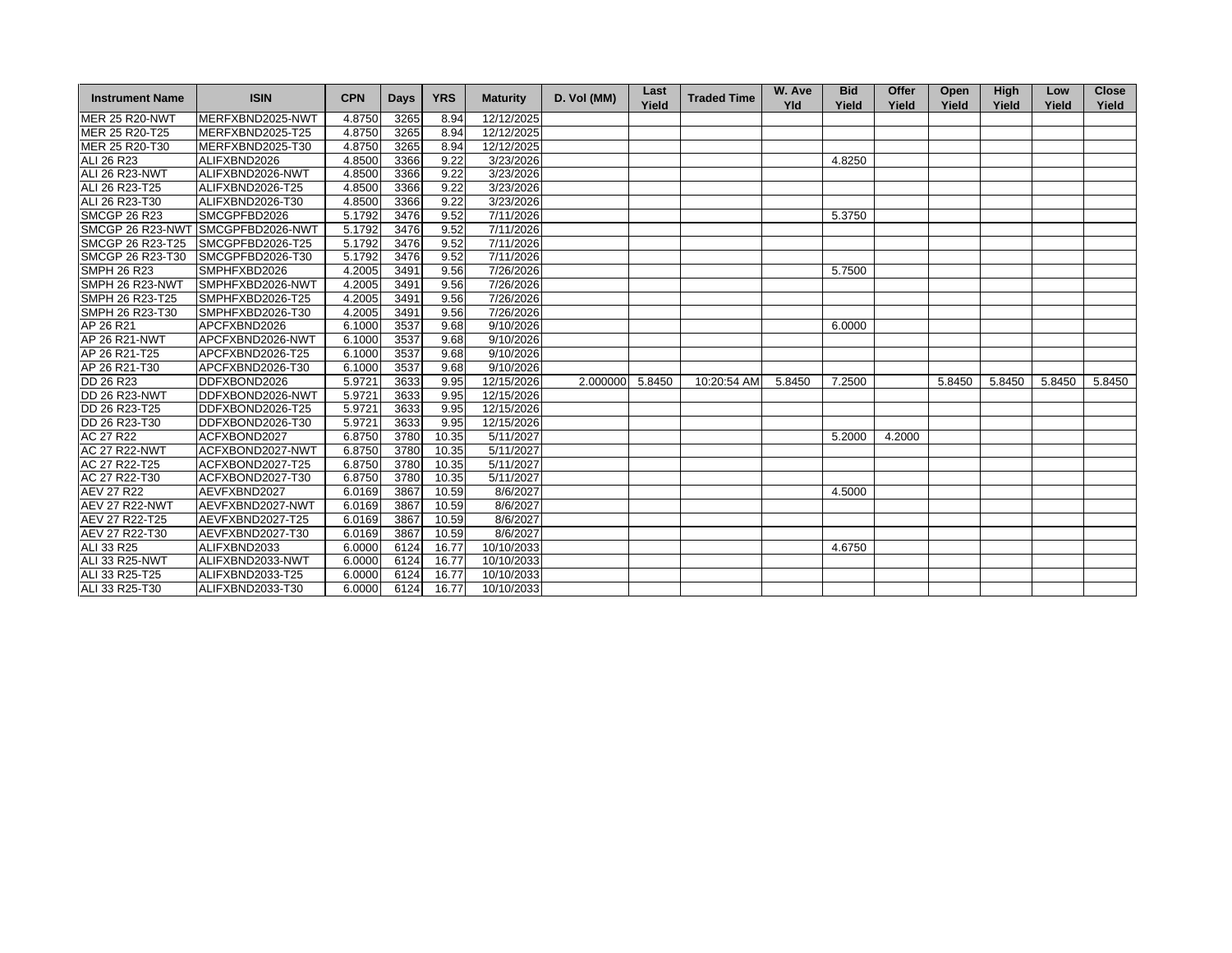| Instrument Name | ISIN | CPN | Days | YRS | Maturity | D. Vol (MM) | Last Yield | Traded Time | W. Ave Yld | Bid Yield | Offer Yield | Open Yield | High Yield | Low Yield | Close Yield |
|---|---|---|---|---|---|---|---|---|---|---|---|---|---|---|---|
| MER 25 R20-NWT | MERFXBND2025-NWT | 4.8750 | 3265 | 8.94 | 12/12/2025 | | | | | | | | | | |
| MER 25 R20-T25 | MERFXBND2025-T25 | 4.8750 | 3265 | 8.94 | 12/12/2025 | | | | | | | | | | |
| MER 25 R20-T30 | MERFXBND2025-T30 | 4.8750 | 3265 | 8.94 | 12/12/2025 | | | | | | | | | | |
| ALI 26 R23 | ALIFXBND2026 | 4.8500 | 3366 | 9.22 | 3/23/2026 | | | | | 4.8250 | | | | | |
| ALI 26 R23-NWT | ALIFXBND2026-NWT | 4.8500 | 3366 | 9.22 | 3/23/2026 | | | | | | | | | | |
| ALI 26 R23-T25 | ALIFXBND2026-T25 | 4.8500 | 3366 | 9.22 | 3/23/2026 | | | | | | | | | | |
| ALI 26 R23-T30 | ALIFXBND2026-T30 | 4.8500 | 3366 | 9.22 | 3/23/2026 | | | | | | | | | | |
| SMCGP 26 R23 | SMCGPFBD2026 | 5.1792 | 3476 | 9.52 | 7/11/2026 | | | | | 5.3750 | | | | | |
| SMCGP 26 R23-NWT | SMCGPFBD2026-NWT | 5.1792 | 3476 | 9.52 | 7/11/2026 | | | | | | | | | | |
| SMCGP 26 R23-T25 | SMCGPFBD2026-T25 | 5.1792 | 3476 | 9.52 | 7/11/2026 | | | | | | | | | | |
| SMCGP 26 R23-T30 | SMCGPFBD2026-T30 | 5.1792 | 3476 | 9.52 | 7/11/2026 | | | | | | | | | | |
| SMPH 26 R23 | SMPHFXBD2026 | 4.2005 | 3491 | 9.56 | 7/26/2026 | | | | | 5.7500 | | | | | |
| SMPH 26 R23-NWT | SMPHFXBD2026-NWT | 4.2005 | 3491 | 9.56 | 7/26/2026 | | | | | | | | | | |
| SMPH 26 R23-T25 | SMPHFXBD2026-T25 | 4.2005 | 3491 | 9.56 | 7/26/2026 | | | | | | | | | | |
| SMPH 26 R23-T30 | SMPHFXBD2026-T30 | 4.2005 | 3491 | 9.56 | 7/26/2026 | | | | | | | | | | |
| AP 26 R21 | APCFXBND2026 | 6.1000 | 3537 | 9.68 | 9/10/2026 | | | | | 6.0000 | | | | | |
| AP 26 R21-NWT | APCFXBND2026-NWT | 6.1000 | 3537 | 9.68 | 9/10/2026 | | | | | | | | | | |
| AP 26 R21-T25 | APCFXBND2026-T25 | 6.1000 | 3537 | 9.68 | 9/10/2026 | | | | | | | | | | |
| AP 26 R21-T30 | APCFXBND2026-T30 | 6.1000 | 3537 | 9.68 | 9/10/2026 | | | | | | | | | | |
| DD 26 R23 | DDFXBOND2026 | 5.9721 | 3633 | 9.95 | 12/15/2026 | 2.000000 | 5.8450 | 10:20:54 AM | 5.8450 | 7.2500 | | 5.8450 | 5.8450 | 5.8450 | 5.8450 |
| DD 26 R23-NWT | DDFXBOND2026-NWT | 5.9721 | 3633 | 9.95 | 12/15/2026 | | | | | | | | | | |
| DD 26 R23-T25 | DDFXBOND2026-T25 | 5.9721 | 3633 | 9.95 | 12/15/2026 | | | | | | | | | | |
| DD 26 R23-T30 | DDFXBOND2026-T30 | 5.9721 | 3633 | 9.95 | 12/15/2026 | | | | | | | | | | |
| AC 27 R22 | ACFXBOND2027 | 6.8750 | 3780 | 10.35 | 5/11/2027 | | | | | 5.2000 | 4.2000 | | | | |
| AC 27 R22-NWT | ACFXBOND2027-NWT | 6.8750 | 3780 | 10.35 | 5/11/2027 | | | | | | | | | | |
| AC 27 R22-T25 | ACFXBOND2027-T25 | 6.8750 | 3780 | 10.35 | 5/11/2027 | | | | | | | | | | |
| AC 27 R22-T30 | ACFXBOND2027-T30 | 6.8750 | 3780 | 10.35 | 5/11/2027 | | | | | | | | | | |
| AEV 27 R22 | AEVFXBND2027 | 6.0169 | 3867 | 10.59 | 8/6/2027 | | | | | 4.5000 | | | | | |
| AEV 27 R22-NWT | AEVFXBND2027-NWT | 6.0169 | 3867 | 10.59 | 8/6/2027 | | | | | | | | | | |
| AEV 27 R22-T25 | AEVFXBND2027-T25 | 6.0169 | 3867 | 10.59 | 8/6/2027 | | | | | | | | | | |
| AEV 27 R22-T30 | AEVFXBND2027-T30 | 6.0169 | 3867 | 10.59 | 8/6/2027 | | | | | | | | | | |
| ALI 33 R25 | ALIFXBND2033 | 6.0000 | 6124 | 16.77 | 10/10/2033 | | | | | 4.6750 | | | | | |
| ALI 33 R25-NWT | ALIFXBND2033-NWT | 6.0000 | 6124 | 16.77 | 10/10/2033 | | | | | | | | | | |
| ALI 33 R25-T25 | ALIFXBND2033-T25 | 6.0000 | 6124 | 16.77 | 10/10/2033 | | | | | | | | | | |
| ALI 33 R25-T30 | ALIFXBND2033-T30 | 6.0000 | 6124 | 16.77 | 10/10/2033 | | | | | | | | | | |